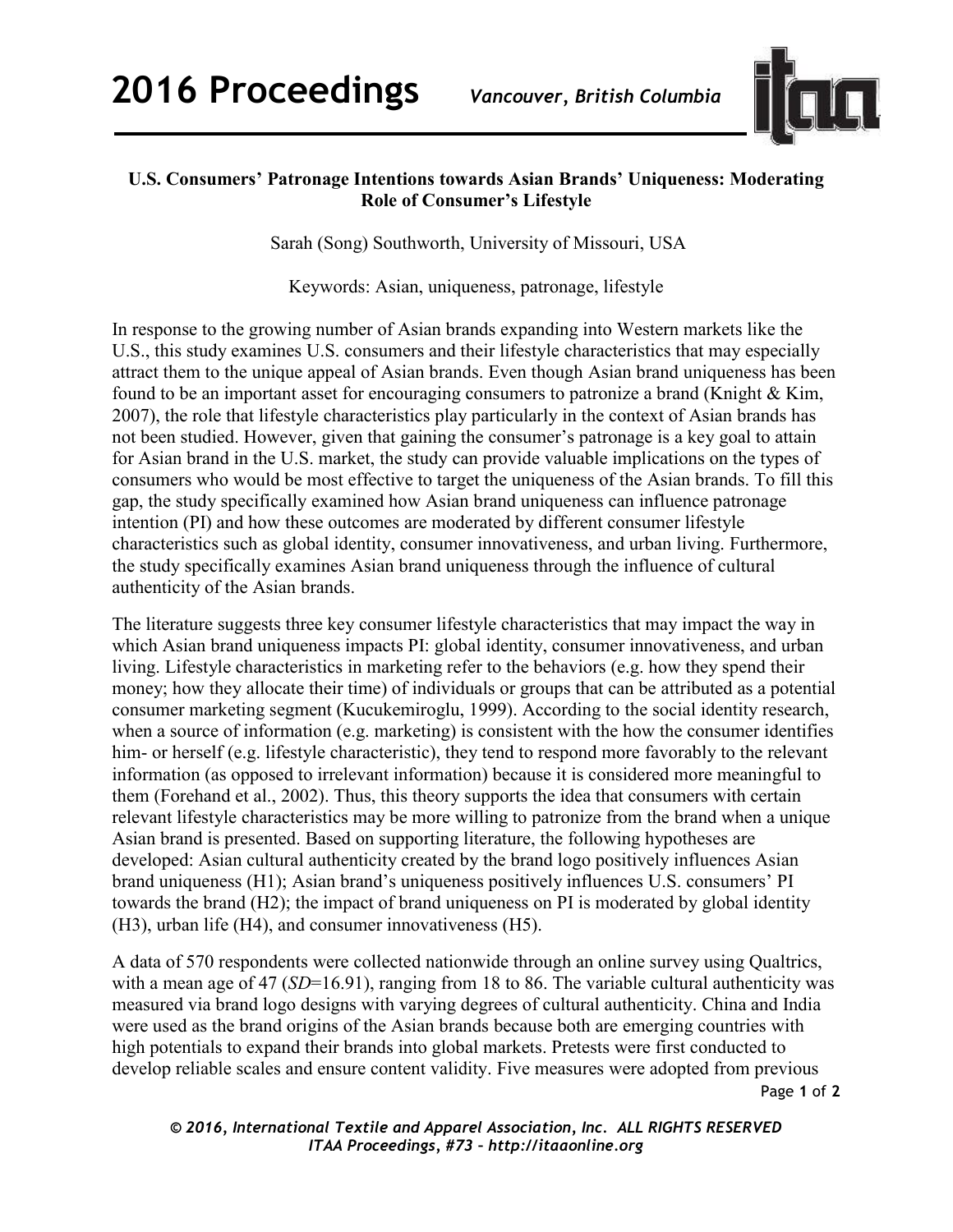**U.S. Consumers' Patronage Intentions towards Asian Brands' Uniqueness: Moderating Role of Consumer's Lifestyle**

Sarah (Song) Southworth, University of Missouri, USA

Keywords: Asian, uniqueness, patronage, lifestyle

In response to the growing number of Asian brands expanding into Western markets like the U.S., this study examines U.S. consumers and their lifestyle characteristics that may especially attract them to the unique appeal of Asian brands. Even though Asian brand uniqueness has been found to be an important asset for encouraging consumers to patronize a brand (Knight & Kim, 2007), the role that lifestyle characteristics play particularly in the context of Asian brands has not been studied. However, given that gaining the consumer's patronage is a key goal to attain for Asian brand in the U.S. market, the study can provide valuable implications on the types of consumers who would be most effective to target the uniqueness of the Asian brands. To fill this gap, the study specifically examined how Asian brand uniqueness can influence patronage intention (PI) and how these outcomes are moderated by different consumer lifestyle characteristics such as global identity, consumer innovativeness, and urban living. Furthermore, the study specifically examines Asian brand uniqueness through the influence of cultural authenticity of the Asian brands.

The literature suggests three key consumer lifestyle characteristics that may impact the way in which Asian brand uniqueness impacts PI: global identity, consumer innovativeness, and urban living. Lifestyle characteristics in marketing refer to the behaviors (e.g. how they spend their money; how they allocate their time) of individuals or groups that can be attributed as a potential consumer marketing segment (Kucukemiroglu, 1999). According to the social identity research, when a source of information (e.g. marketing) is consistent with the how the consumer identifies him- or herself (e.g. lifestyle characteristic), they tend to respond more favorably to the relevant information (as opposed to irrelevant information) because it is considered more meaningful to them (Forehand et al., 2002). Thus, this theory supports the idea that consumers with certain relevant lifestyle characteristics may be more willing to patronize from the brand when a unique Asian brand is presented. Based on supporting literature, the following hypotheses are developed: Asian cultural authenticity created by the brand logo positively influences Asian brand uniqueness (H1); Asian brand's uniqueness positively influences U.S. consumers' PI towards the brand (H2); the impact of brand uniqueness on PI is moderated by global identity (H3), urban life (H4), and consumer innovativeness (H5).

A data of 570 respondents were collected nationwide through an online survey using Qualtrics, with a mean age of 47 (*SD*=16.91), ranging from 18 to 86. The variable cultural authenticity was measured via brand logo designs with varying degrees of cultural authenticity. China and India were used as the brand origins of the Asian brands because both are emerging countries with high potentials to expand their brands into global markets. Pretests were first conducted to develop reliable scales and ensure content validity. Five measures were adopted from previous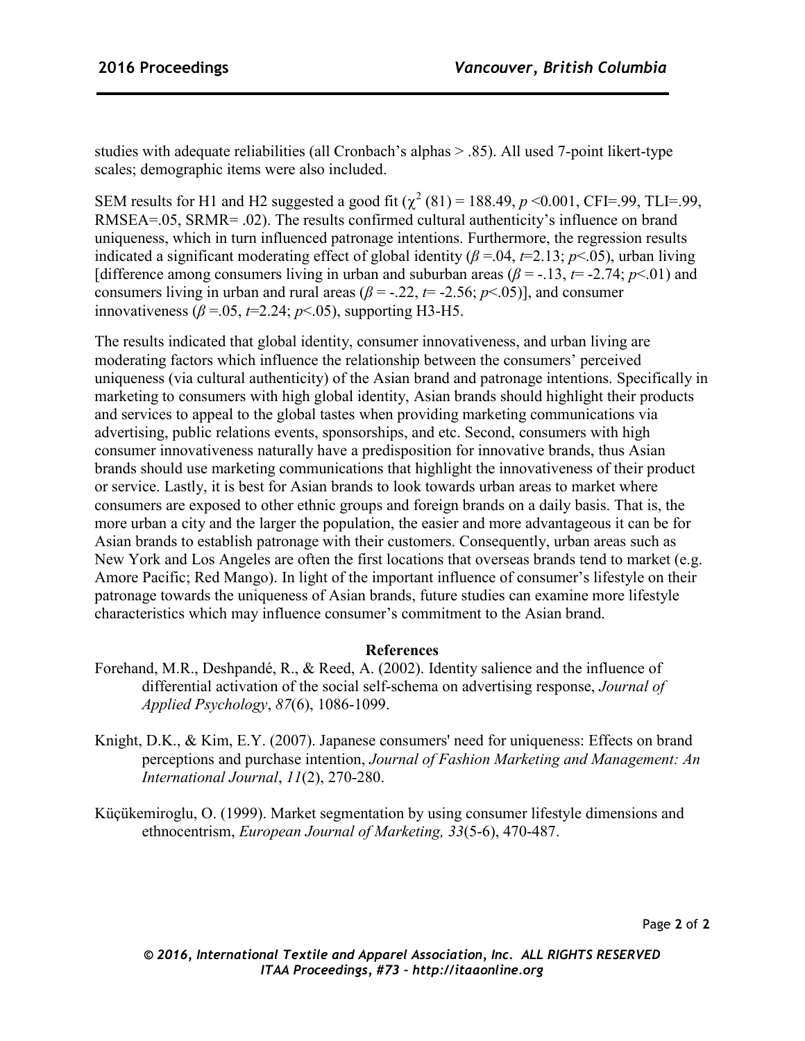studies with adequate reliabilities (all Cronbach's alphas > .85). All used 7-point likert-type scales; demographic items were also included.

SEM results for H1 and H2 suggested a good fit ($\chi^2$ (81) = 188.49, $p$ <0.001, CFI=.99, TLI=.99, RMSEA=.05, SRMR= .02). The results confirmed cultural authenticity's influence on brand uniqueness, which in turn influenced patronage intentions. Furthermore, the regression results indicated a significant moderating effect of global identity ($\beta$ =.04, $t$=2.13; $p$<.05), urban living [difference among consumers living in urban and suburban areas ($\beta$ = -.13, $t$= -2.74; $p$<.01) and consumers living in urban and rural areas ($\beta$ = -.22, $t$= -2.56; $p$<.05)], and consumer innovativeness ($\beta$ =.05, $t$=2.24; $p$<.05), supporting H3-H5.

The results indicated that global identity, consumer innovativeness, and urban living are moderating factors which influence the relationship between the consumers' perceived uniqueness (via cultural authenticity) of the Asian brand and patronage intentions. Specifically in marketing to consumers with high global identity, Asian brands should highlight their products and services to appeal to the global tastes when providing marketing communications via advertising, public relations events, sponsorships, and etc. Second, consumers with high consumer innovativeness naturally have a predisposition for innovative brands, thus Asian brands should use marketing communications that highlight the innovativeness of their product or service. Lastly, it is best for Asian brands to look towards urban areas to market where consumers are exposed to other ethnic groups and foreign brands on a daily basis. That is, the more urban a city and the larger the population, the easier and more advantageous it can be for Asian brands to establish patronage with their customers. Consequently, urban areas such as New York and Los Angeles are often the first locations that overseas brands tend to market (e.g. Amore Pacific; Red Mango). In light of the important influence of consumer's lifestyle on their patronage towards the uniqueness of Asian brands, future studies can examine more lifestyle characteristics which may influence consumer's commitment to the Asian brand.

## References

Forehand, M.R., Deshpandé, R., & Reed, A. (2002). Identity salience and the influence of differential activation of the social self-schema on advertising response, *Journal of Applied Psychology*, *87*(6), 1086-1099.

Knight, D.K., & Kim, E.Y. (2007). Japanese consumers' need for uniqueness: Effects on brand perceptions and purchase intention, *Journal of Fashion Marketing and Management: An International Journal*, *11*(2), 270-280.

Küçükemiroglu, O. (1999). Market segmentation by using consumer lifestyle dimensions and ethnocentrism, *European Journal of Marketing, 33*(5-6), 470-487.